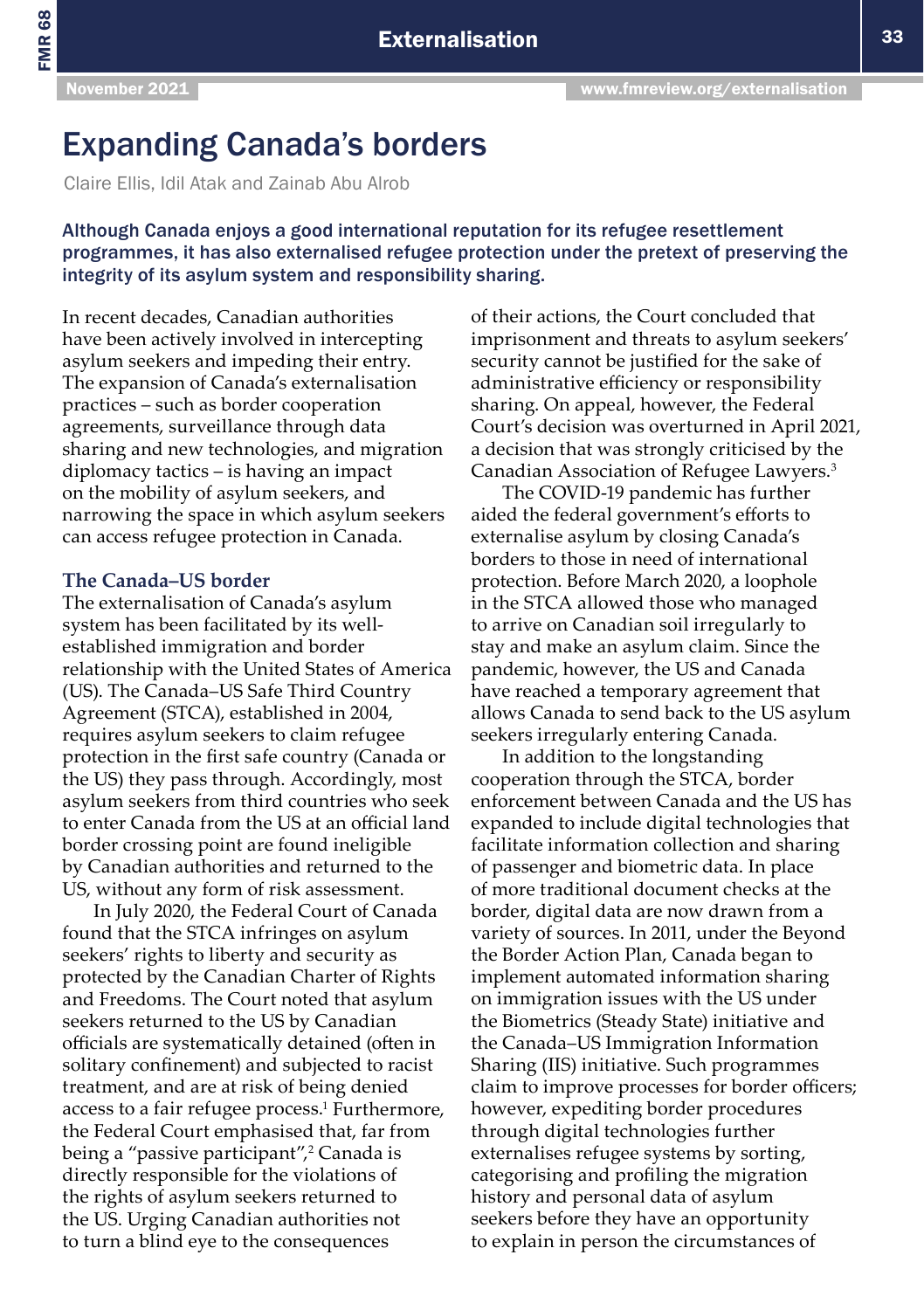# Expanding Canada's borders

Claire Ellis, Idil Atak and Zainab Abu Alrob

**Although Canada enjoys a good international reputation for its refugee resettlement programmes, it has also externalised refugee protection under the pretext of preserving the integrity of its asylum system and responsibility sharing.**

In recent decades, Canadian authorities have been actively involved in intercepting asylum seekers and impeding their entry. The expansion of Canada's externalisation practices – such as border cooperation agreements, surveillance through data sharing and new technologies, and migration diplomacy tactics – is having an impact on the mobility of asylum seekers, and narrowing the space in which asylum seekers can access refugee protection in Canada.

## The Canada–US border

The externalisation of Canada's asylum system has been facilitated by its well-established immigration and border relationship with the United States of America (US). The Canada–US Safe Third Country Agreement (STCA), established in 2004, requires asylum seekers to claim refugee protection in the first safe country (Canada or the US) they pass through. Accordingly, most asylum seekers from third countries who seek to enter Canada from the US at an official land border crossing point are found ineligible by Canadian authorities and returned to the US, without any form of risk assessment.

In July 2020, the Federal Court of Canada found that the STCA infringes on asylum seekers' rights to liberty and security as protected by the Canadian Charter of Rights and Freedoms. The Court noted that asylum seekers returned to the US by Canadian officials are systematically detained (often in solitary confinement) and subjected to racist treatment, and are at risk of being denied access to a fair refugee process.[1] Furthermore, the Federal Court emphasised that, far from being a "passive participant",[2] Canada is directly responsible for the violations of the rights of asylum seekers returned to the US. Urging Canadian authorities not to turn a blind eye to the consequences of their actions, the Court concluded that imprisonment and threats to asylum seekers' security cannot be justified for the sake of administrative efficiency or responsibility sharing. On appeal, however, the Federal Court's decision was overturned in April 2021, a decision that was strongly criticised by the Canadian Association of Refugee Lawyers.[3]

The COVID-19 pandemic has further aided the federal government's efforts to externalise asylum by closing Canada's borders to those in need of international protection. Before March 2020, a loophole in the STCA allowed those who managed to arrive on Canadian soil irregularly to stay and make an asylum claim. Since the pandemic, however, the US and Canada have reached a temporary agreement that allows Canada to send back to the US asylum seekers irregularly entering Canada.

In addition to the longstanding cooperation through the STCA, border enforcement between Canada and the US has expanded to include digital technologies that facilitate information collection and sharing of passenger and biometric data. In place of more traditional document checks at the border, digital data are now drawn from a variety of sources. In 2011, under the Beyond the Border Action Plan, Canada began to implement automated information sharing on immigration issues with the US under the Biometrics (Steady State) initiative and the Canada–US Immigration Information Sharing (IIS) initiative. Such programmes claim to improve processes for border officers; however, expediting border procedures through digital technologies further externalises refugee systems by sorting, categorising and profiling the migration history and personal data of asylum seekers before they have an opportunity to explain in person the circumstances of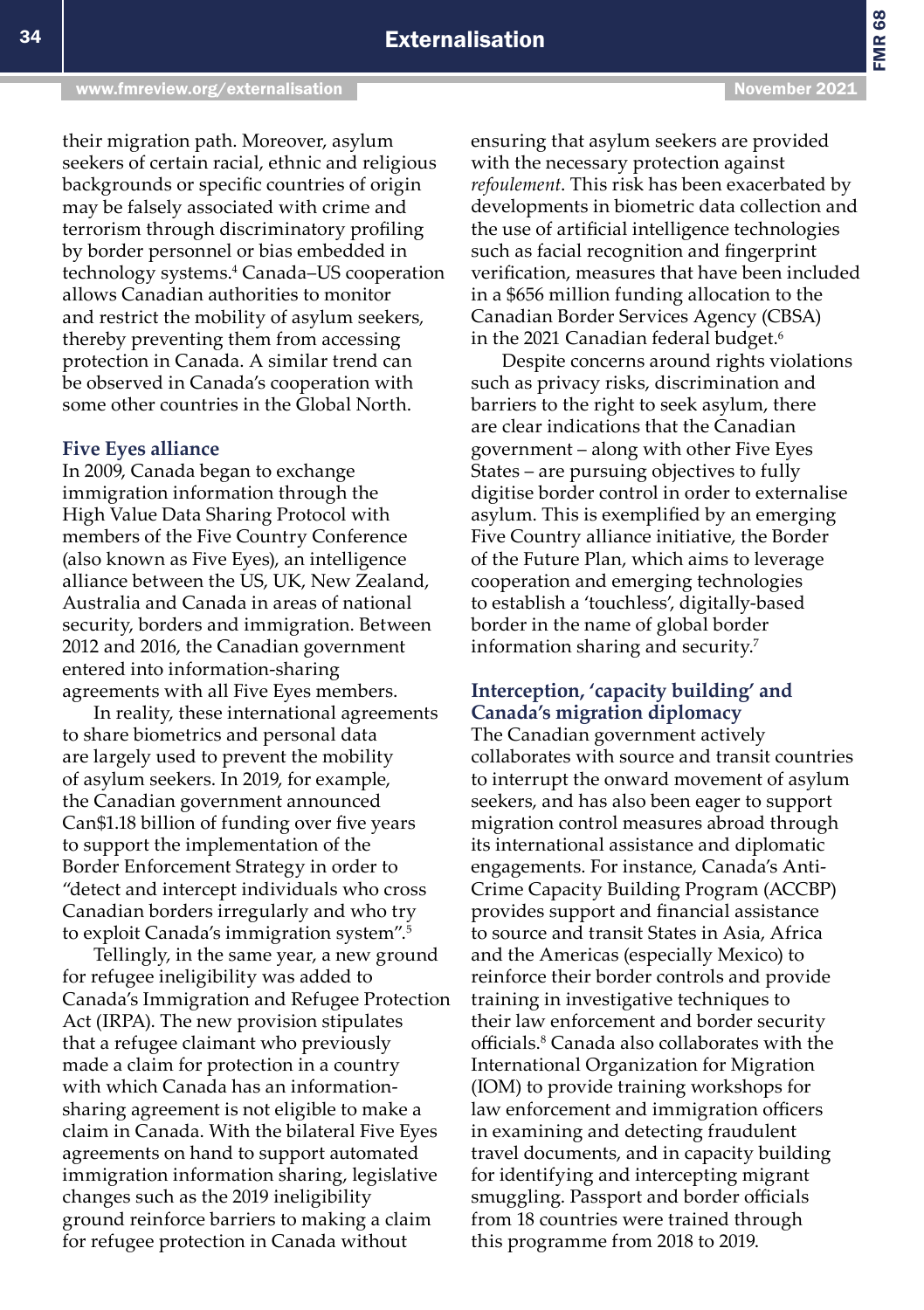their migration path. Moreover, asylum seekers of certain racial, ethnic and religious backgrounds or specific countries of origin may be falsely associated with crime and terrorism through discriminatory profiling by border personnel or bias embedded in technology systems.[4] Canada–US cooperation allows Canadian authorities to monitor and restrict the mobility of asylum seekers, thereby preventing them from accessing protection in Canada. A similar trend can be observed in Canada's cooperation with some other countries in the Global North.

### Five Eyes alliance

In 2009, Canada began to exchange immigration information through the High Value Data Sharing Protocol with members of the Five Country Conference (also known as Five Eyes), an intelligence alliance between the US, UK, New Zealand, Australia and Canada in areas of national security, borders and immigration. Between 2012 and 2016, the Canadian government entered into information-sharing agreements with all Five Eyes members.

In reality, these international agreements to share biometrics and personal data are largely used to prevent the mobility of asylum seekers. In 2019, for example, the Canadian government announced Can$1.18 billion of funding over five years to support the implementation of the Border Enforcement Strategy in order to "detect and intercept individuals who cross Canadian borders irregularly and who try to exploit Canada's immigration system".[5]

Tellingly, in the same year, a new ground for refugee ineligibility was added to Canada's Immigration and Refugee Protection Act (IRPA). The new provision stipulates that a refugee claimant who previously made a claim for protection in a country with which Canada has an information-sharing agreement is not eligible to make a claim in Canada. With the bilateral Five Eyes agreements on hand to support automated immigration information sharing, legislative changes such as the 2019 ineligibility ground reinforce barriers to making a claim for refugee protection in Canada without ensuring that asylum seekers are provided with the necessary protection against *refoulement*. This risk has been exacerbated by developments in biometric data collection and the use of artificial intelligence technologies such as facial recognition and fingerprint verification, measures that have been included in a $656 million funding allocation to the Canadian Border Services Agency (CBSA) in the 2021 Canadian federal budget.[6]

Despite concerns around rights violations such as privacy risks, discrimination and barriers to the right to seek asylum, there are clear indications that the Canadian government – along with other Five Eyes States – are pursuing objectives to fully digitise border control in order to externalise asylum. This is exemplified by an emerging Five Country alliance initiative, the Border of the Future Plan, which aims to leverage cooperation and emerging technologies to establish a 'touchless', digitally-based border in the name of global border information sharing and security.[7]

### Interception, 'capacity building' and Canada's migration diplomacy

The Canadian government actively collaborates with source and transit countries to interrupt the onward movement of asylum seekers, and has also been eager to support migration control measures abroad through its international assistance and diplomatic engagements. For instance, Canada's Anti-Crime Capacity Building Program (ACCBP) provides support and financial assistance to source and transit States in Asia, Africa and the Americas (especially Mexico) to reinforce their border controls and provide training in investigative techniques to their law enforcement and border security officials.[8] Canada also collaborates with the International Organization for Migration (IOM) to provide training workshops for law enforcement and immigration officers in examining and detecting fraudulent travel documents, and in capacity building for identifying and intercepting migrant smuggling. Passport and border officials from 18 countries were trained through this programme from 2018 to 2019.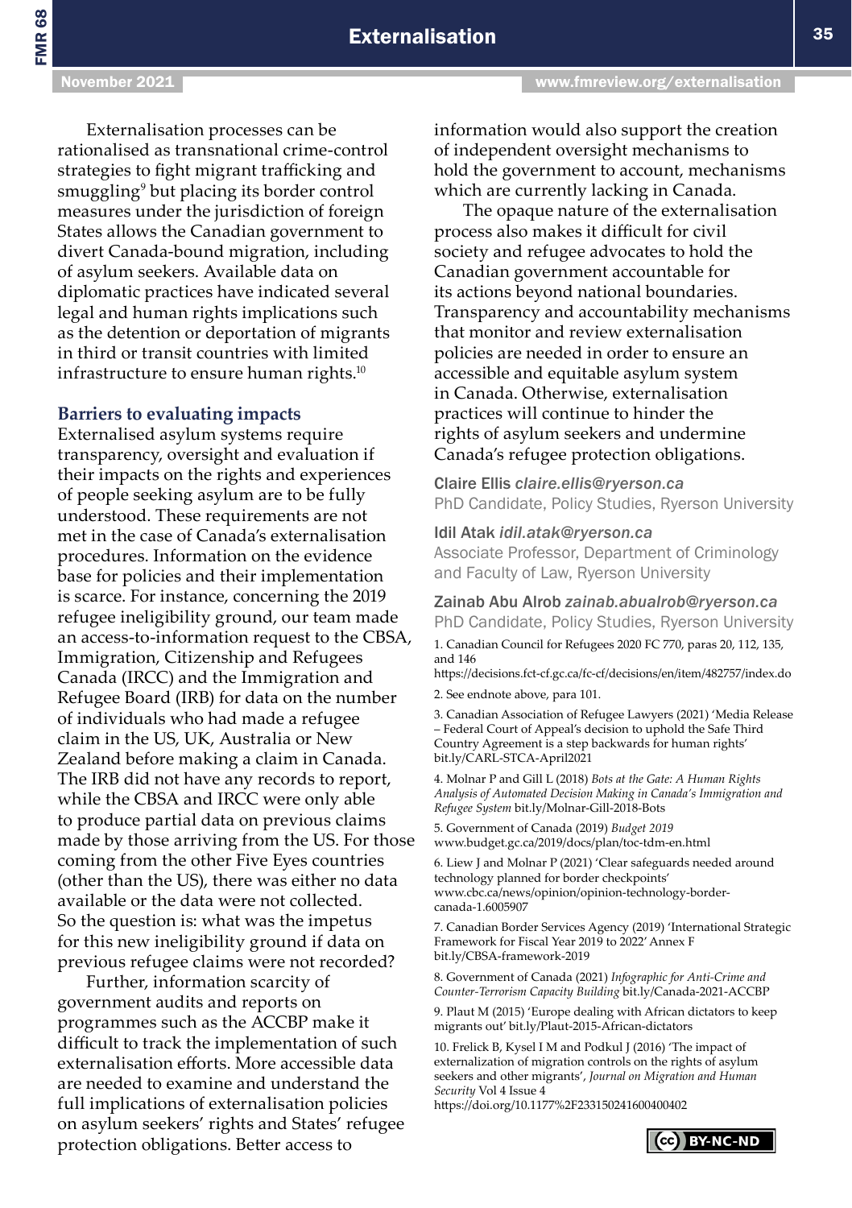Externalisation processes can be rationalised as transnational crime-control strategies to fight migrant trafficking and smuggling[9] but placing its border control measures under the jurisdiction of foreign States allows the Canadian government to divert Canada-bound migration, including of asylum seekers. Available data on diplomatic practices have indicated several legal and human rights implications such as the detention or deportation of migrants in third or transit countries with limited infrastructure to ensure human rights.[10]

### Barriers to evaluating impacts

Externalised asylum systems require transparency, oversight and evaluation if their impacts on the rights and experiences of people seeking asylum are to be fully understood. These requirements are not met in the case of Canada's externalisation procedures. Information on the evidence base for policies and their implementation is scarce. For instance, concerning the 2019 refugee ineligibility ground, our team made an access-to-information request to the CBSA, Immigration, Citizenship and Refugees Canada (IRCC) and the Immigration and Refugee Board (IRB) for data on the number of individuals who had made a refugee claim in the US, UK, Australia or New Zealand before making a claim in Canada. The IRB did not have any records to report, while the CBSA and IRCC were only able to produce partial data on previous claims made by those arriving from the US. For those coming from the other Five Eyes countries (other than the US), there was either no data available or the data were not collected. So the question is: what was the impetus for this new ineligibility ground if data on previous refugee claims were not recorded?

Further, information scarcity of government audits and reports on programmes such as the ACCBP make it difficult to track the implementation of such externalisation efforts. More accessible data are needed to examine and understand the full implications of externalisation policies on asylum seekers' rights and States' refugee protection obligations. Better access to information would also support the creation of independent oversight mechanisms to hold the government to account, mechanisms which are currently lacking in Canada.

The opaque nature of the externalisation process also makes it difficult for civil society and refugee advocates to hold the Canadian government accountable for its actions beyond national boundaries. Transparency and accountability mechanisms that monitor and review externalisation policies are needed in order to ensure an accessible and equitable asylum system in Canada. Otherwise, externalisation practices will continue to hinder the rights of asylum seekers and undermine Canada's refugee protection obligations.

**Claire Ellis** *claire.ellis@ryerson.ca*
PhD Candidate, Policy Studies, Ryerson University

**Idil Atak** *idil.atak@ryerson.ca*
Associate Professor, Department of Criminology and Faculty of Law, Ryerson University

**Zainab Abu Alrob** *zainab.abualrob@ryerson.ca*
PhD Candidate, Policy Studies, Ryerson University

1. Canadian Council for Refugees 2020 FC 770, paras 20, 112, 135, and 146
https://decisions.fct-cf.gc.ca/fc-cf/decisions/en/item/482757/index.do

2. See endnote above, para 101.

3. Canadian Association of Refugee Lawyers (2021) 'Media Release – Federal Court of Appeal's decision to uphold the Safe Third Country Agreement is a step backwards for human rights' bit.ly/CARL-STCA-April2021

4. Molnar P and Gill L (2018) *Bots at the Gate: A Human Rights Analysis of Automated Decision Making in Canada's Immigration and Refugee System* bit.ly/Molnar-Gill-2018-Bots

5. Government of Canada (2019) *Budget 2019* www.budget.gc.ca/2019/docs/plan/toc-tdm-en.html

6. Liew J and Molnar P (2021) 'Clear safeguards needed around technology planned for border checkpoints' www.cbc.ca/news/opinion/opinion-technology-border-canada-1.6005907

7. Canadian Border Services Agency (2019) 'International Strategic Framework for Fiscal Year 2019 to 2022' Annex F bit.ly/CBSA-framework-2019

8. Government of Canada (2021) *Infographic for Anti-Crime and Counter-Terrorism Capacity Building* bit.ly/Canada-2021-ACCBP

9. Plaut M (2015) 'Europe dealing with African dictators to keep migrants out' bit.ly/Plaut-2015-African-dictators

10. Frelick B, Kysel I M and Podkul J (2016) 'The impact of externalization of migration controls on the rights of asylum seekers and other migrants', *Journal on Migration and Human Security* Vol 4 Issue 4
https://doi.org/10.1177%2F233150241600400402